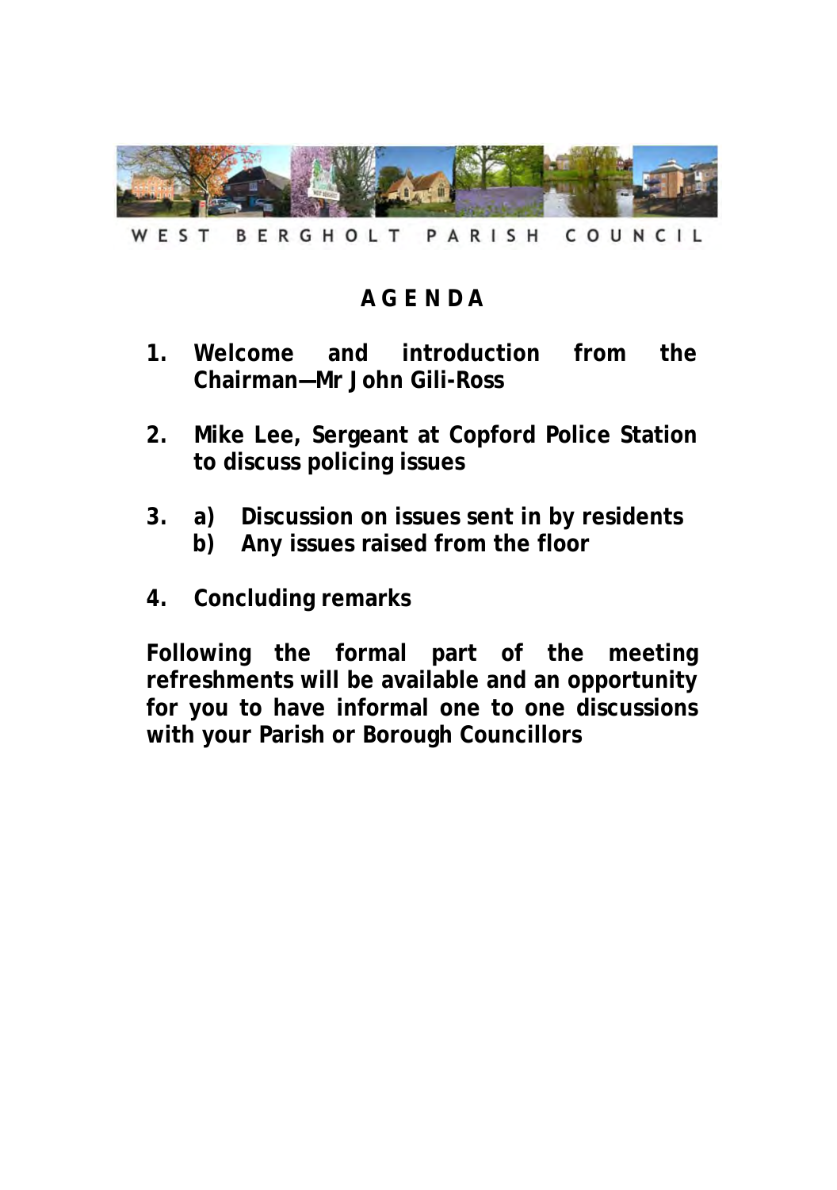WEST BERGHOLT PARISH COUNCIL

# AGENDA

1. **Welcome and introduction from the Chairman—Mr John Gili-Ross**

2. **Mike Lee, Sergeant at Copford Police Station to discuss policing issues**

3. **a) Discussion on issues sent in by residents**
   **b) Any issues raised from the floor**

4. **Concluding remarks**

**Following the formal part of the meeting refreshments will be available and an opportunity for you to have informal one to one discussions with your Parish or Borough Councillors**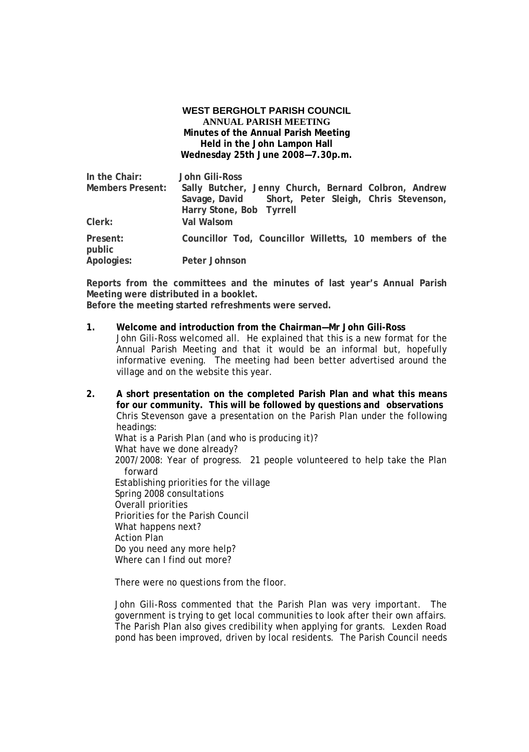**WEST BERGHOLT PARISH COUNCIL**
**ANNUAL PARISH MEETING**
**Minutes of the Annual Parish Meeting**
**Held in the John Lampon Hall**
**Wednesday 25th June 2008—7.30p.m.**

| | |
|---|---|
| **In the Chair:** | **John Gili-Ross** |
| **Members Present:** | **Sally Butcher, Jenny Church, Bernard Colbron, Andrew Savage, David Short, Peter Sleigh, Chris Stevenson, Harry Stone, Bob Tyrrell** |
| **Clerk:** | **Val Walsom** |
| **Present: public** | **Councillor Tod, Councillor Willetts, 10 members of the public** |
| **Apologies:** | **Peter Johnson** |

**Reports from the committees and the minutes of last year's Annual Parish Meeting were distributed in a booklet.**
**Before the meeting started refreshments were served.**

**1. Welcome and introduction from the Chairman—Mr John Gili-Ross**

John Gili-Ross welcomed all. He explained that this is a new format for the Annual Parish Meeting and that it would be an informal but, hopefully informative evening. The meeting had been better advertised around the village and on the website this year.

**2. A short presentation on the completed Parish Plan and what this means for our community. This will be followed by questions and observations**

Chris Stevenson gave a presentation on the Parish Plan under the following headings:

What is a Parish Plan (and who is producing it)?
What have we done already?
2007/2008: Year of progress. 21 people volunteered to help take the Plan forward
Establishing priorities for the village
Spring 2008 consultations
Overall priorities
Priorities for the Parish Council
What happens next?
Action Plan
Do you need any more help?
Where can I find out more?

There were no questions from the floor.

John Gili-Ross commented that the Parish Plan was very important. The government is trying to get local communities to look after their own affairs. The Parish Plan also gives credibility when applying for grants. Lexden Road pond has been improved, driven by local residents. The Parish Council needs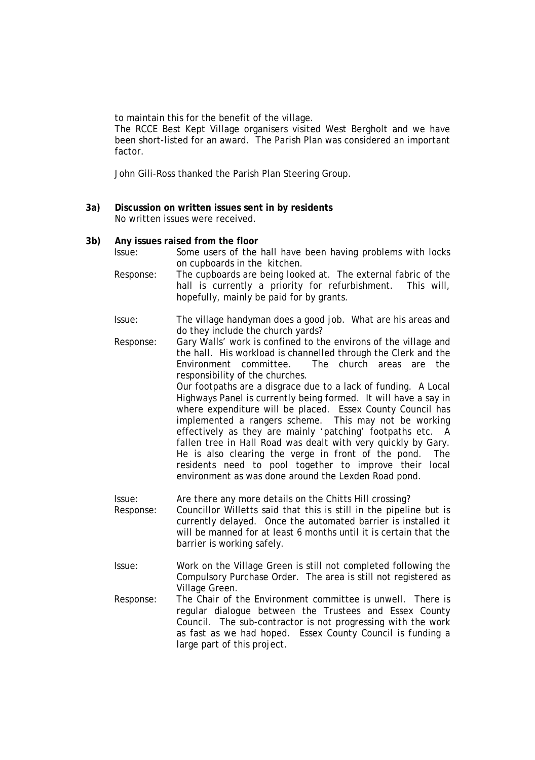to maintain this for the benefit of the village.
The RCCE Best Kept Village organisers visited West Bergholt and we have been short-listed for an award. The Parish Plan was considered an important factor.

John Gili-Ross thanked the Parish Plan Steering Group.

**3a) Discussion on written issues sent in by residents**
No written issues were received.

**3b) Any issues raised from the floor**

Issue: Some users of the hall have been having problems with locks on cupboards in the kitchen.

Response: The cupboards are being looked at. The external fabric of the hall is currently a priority for refurbishment. This will, hopefully, mainly be paid for by grants.

Issue: The village handyman does a good job. What are his areas and do they include the church yards?

Response: Gary Walls' work is confined to the environs of the village and the hall. His workload is channelled through the Clerk and the Environment committee. The church areas are the responsibility of the churches.
Our footpaths are a disgrace due to a lack of funding. A Local Highways Panel is currently being formed. It will have a say in where expenditure will be placed. Essex County Council has implemented a rangers scheme. This may not be working effectively as they are mainly 'patching' footpaths etc. A fallen tree in Hall Road was dealt with very quickly by Gary. He is also clearing the verge in front of the pond. The residents need to pool together to improve their local environment as was done around the Lexden Road pond.

Issue: Are there any more details on the Chitts Hill crossing?

Response: Councillor Willetts said that this is still in the pipeline but is currently delayed. Once the automated barrier is installed it will be manned for at least 6 months until it is certain that the barrier is working safely.

Issue: Work on the Village Green is still not completed following the Compulsory Purchase Order. The area is still not registered as Village Green.

Response: The Chair of the Environment committee is unwell. There is regular dialogue between the Trustees and Essex County Council. The sub-contractor is not progressing with the work as fast as we had hoped. Essex County Council is funding a large part of this project.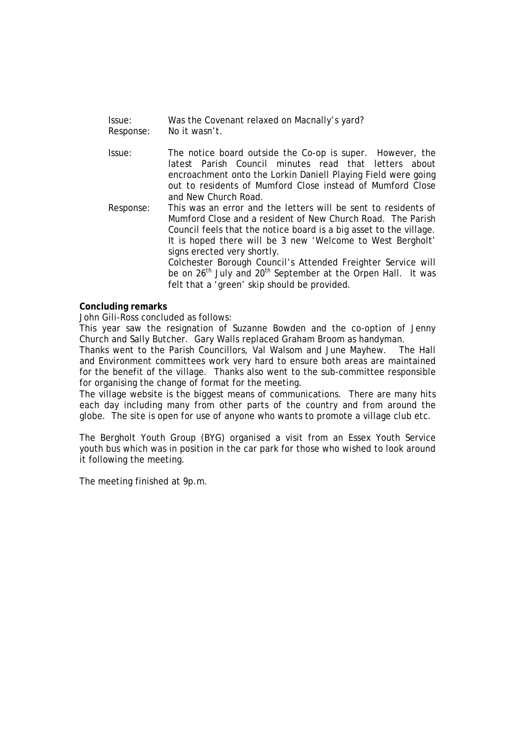Issue: Was the Covenant relaxed on Macnally's yard?
Response: No it wasn't.

Issue: The notice board outside the Co-op is super. However, the latest Parish Council minutes read that letters about encroachment onto the Lorkin Daniell Playing Field were going out to residents of Mumford Close instead of Mumford Close and New Church Road.

Response: This was an error and the letters will be sent to residents of Mumford Close and a resident of New Church Road. The Parish Council feels that the notice board is a big asset to the village. It is hoped there will be 3 new 'Welcome to West Bergholt' signs erected very shortly.
Colchester Borough Council's Attended Freighter Service will be on 26th July and 20th September at the Orpen Hall. It was felt that a 'green' skip should be provided.

**Concluding remarks**

John Gili-Ross concluded as follows:

This year saw the resignation of Suzanne Bowden and the co-option of Jenny Church and Sally Butcher. Gary Walls replaced Graham Broom as handyman.

Thanks went to the Parish Councillors, Val Walsom and June Mayhew. The Hall and Environment committees work very hard to ensure both areas are maintained for the benefit of the village. Thanks also went to the sub-committee responsible for organising the change of format for the meeting.

The village website is the biggest means of communications. There are many hits each day including many from other parts of the country and from around the globe. The site is open for use of anyone who wants to promote a village club etc.

The Bergholt Youth Group (BYG) organised a visit from an Essex Youth Service youth bus which was in position in the car park for those who wished to look around it following the meeting.

The meeting finished at 9p.m.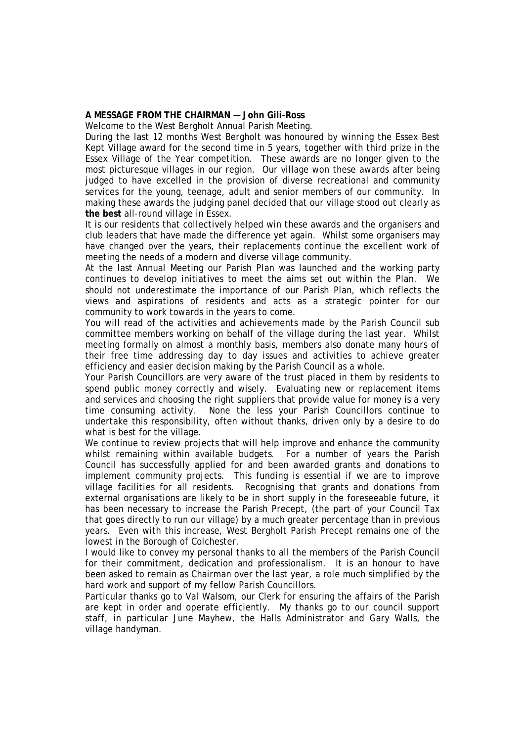**A MESSAGE FROM THE CHAIRMAN — John Gili-Ross**

Welcome to the West Bergholt Annual Parish Meeting.

During the last 12 months West Bergholt was honoured by winning the Essex Best Kept Village award for the second time in 5 years, together with third prize in the Essex Village of the Year competition. These awards are no longer given to the most picturesque villages in our region. Our village won these awards after being judged to have excelled in the provision of diverse recreational and community services for the young, teenage, adult and senior members of our community. In making these awards the judging panel decided that our village stood out clearly as **the best** all-round village in Essex.

It is our residents that collectively helped win these awards and the organisers and club leaders that have made the difference yet again. Whilst some organisers may have changed over the years, their replacements continue the excellent work of meeting the needs of a modern and diverse village community.

At the last Annual Meeting our Parish Plan was launched and the working party continues to develop initiatives to meet the aims set out within the Plan. We should not underestimate the importance of our Parish Plan, which reflects the views and aspirations of residents and acts as a strategic pointer for our community to work towards in the years to come.

You will read of the activities and achievements made by the Parish Council sub committee members working on behalf of the village during the last year. Whilst meeting formally on almost a monthly basis, members also donate many hours of their free time addressing day to day issues and activities to achieve greater efficiency and easier decision making by the Parish Council as a whole.

Your Parish Councillors are very aware of the trust placed in them by residents to spend public money correctly and wisely. Evaluating new or replacement items and services and choosing the right suppliers that provide value for money is a very time consuming activity. None the less your Parish Councillors continue to undertake this responsibility, often without thanks, driven only by a desire to do what is best for the village.

We continue to review projects that will help improve and enhance the community whilst remaining within available budgets. For a number of years the Parish Council has successfully applied for and been awarded grants and donations to implement community projects. This funding is essential if we are to improve village facilities for all residents. Recognising that grants and donations from external organisations are likely to be in short supply in the foreseeable future, it has been necessary to increase the Parish Precept, (the part of your Council Tax that goes directly to run our village) by a much greater percentage than in previous years. Even with this increase, West Bergholt Parish Precept remains one of the lowest in the Borough of Colchester.

I would like to convey my personal thanks to all the members of the Parish Council for their commitment, dedication and professionalism. It is an honour to have been asked to remain as Chairman over the last year, a role much simplified by the hard work and support of my fellow Parish Councillors.

Particular thanks go to Val Walsom, our Clerk for ensuring the affairs of the Parish are kept in order and operate efficiently. My thanks go to our council support staff, in particular June Mayhew, the Halls Administrator and Gary Walls, the village handyman.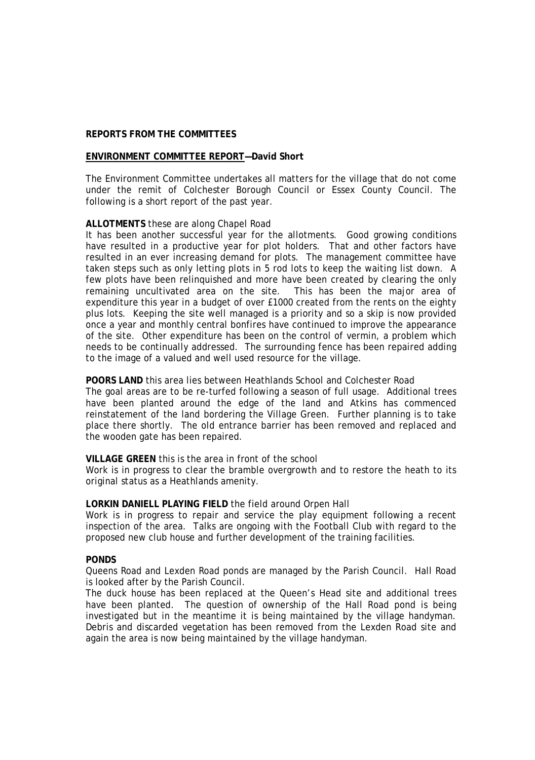**REPORTS FROM THE COMMITTEES**

**ENVIRONMENT COMMITTEE REPORT—David Short**

The Environment Committee undertakes all matters for the village that do not come under the remit of Colchester Borough Council or Essex County Council. The following is a short report of the past year.

**ALLOTMENTS** these are along Chapel Road

It has been another successful year for the allotments. Good growing conditions have resulted in a productive year for plot holders. That and other factors have resulted in an ever increasing demand for plots. The management committee have taken steps such as only letting plots in 5 rod lots to keep the waiting list down. A few plots have been relinquished and more have been created by clearing the only remaining uncultivated area on the site. This has been the major area of expenditure this year in a budget of over £1000 created from the rents on the eighty plus lots. Keeping the site well managed is a priority and so a skip is now provided once a year and monthly central bonfires have continued to improve the appearance of the site. Other expenditure has been on the control of vermin, a problem which needs to be continually addressed. The surrounding fence has been repaired adding to the image of a valued and well used resource for the village.

**POORS LAND** this area lies between Heathlands School and Colchester Road

The goal areas are to be re-turfed following a season of full usage. Additional trees have been planted around the edge of the land and Atkins has commenced reinstatement of the land bordering the Village Green. Further planning is to take place there shortly. The old entrance barrier has been removed and replaced and the wooden gate has been repaired.

**VILLAGE GREEN** this is the area in front of the school

Work is in progress to clear the bramble overgrowth and to restore the heath to its original status as a Heathlands amenity.

**LORKIN DANIELL PLAYING FIELD** the field around Orpen Hall

Work is in progress to repair and service the play equipment following a recent inspection of the area. Talks are ongoing with the Football Club with regard to the proposed new club house and further development of the training facilities.

**PONDS**

Queens Road and Lexden Road ponds are managed by the Parish Council. Hall Road is looked after by the Parish Council.

The duck house has been replaced at the Queen's Head site and additional trees have been planted. The question of ownership of the Hall Road pond is being investigated but in the meantime it is being maintained by the village handyman. Debris and discarded vegetation has been removed from the Lexden Road site and again the area is now being maintained by the village handyman.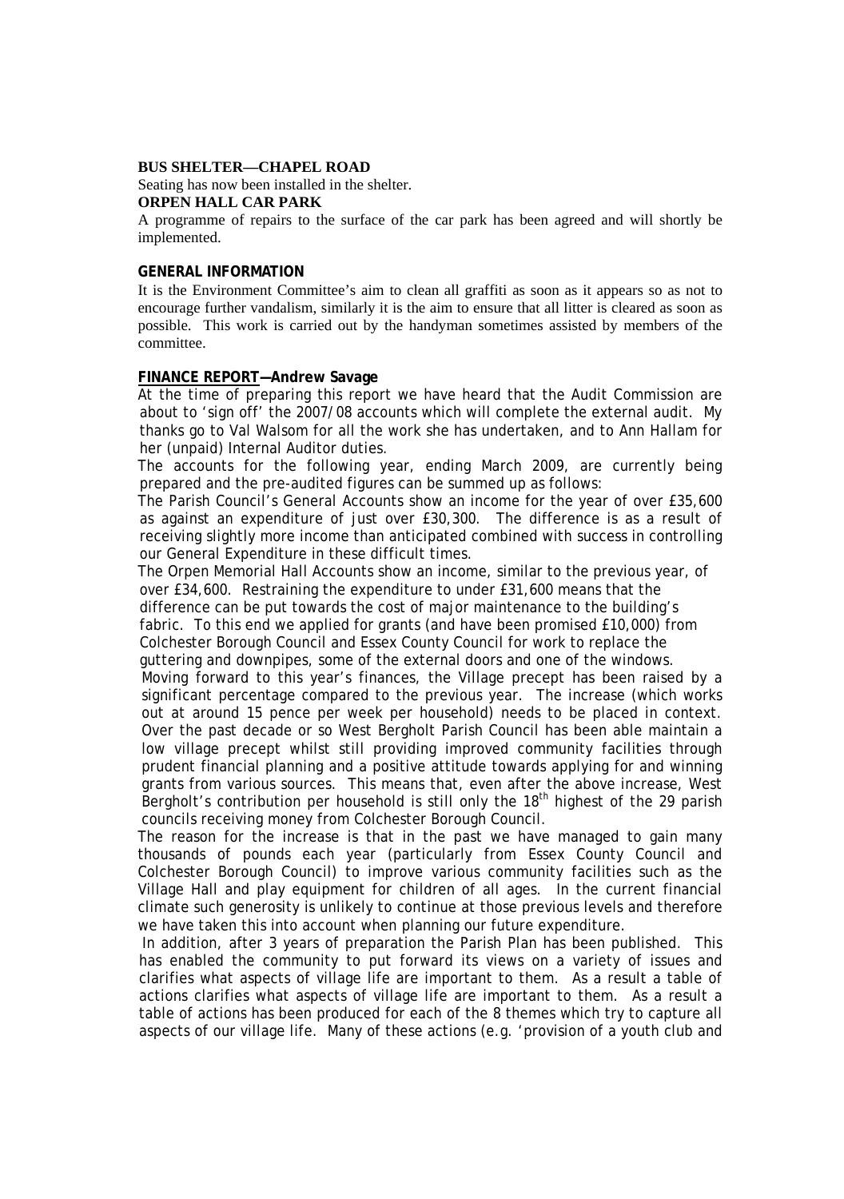**BUS SHELTER—CHAPEL ROAD**

Seating has now been installed in the shelter.

**ORPEN HALL CAR PARK**

A programme of repairs to the surface of the car park has been agreed and will shortly be implemented.

**GENERAL INFORMATION**

It is the Environment Committee's aim to clean all graffiti as soon as it appears so as not to encourage further vandalism, similarly it is the aim to ensure that all litter is cleared as soon as possible. This work is carried out by the handyman sometimes assisted by members of the committee.

**FINANCE REPORT—Andrew Savage**

At the time of preparing this report we have heard that the Audit Commission are about to 'sign off' the 2007/08 accounts which will complete the external audit. My thanks go to Val Walsom for all the work she has undertaken, and to Ann Hallam for her (unpaid) Internal Auditor duties.

The accounts for the following year, ending March 2009, are currently being prepared and the pre-audited figures can be summed up as follows:

The Parish Council's General Accounts show an income for the year of over £35,600 as against an expenditure of just over £30,300. The difference is as a result of receiving slightly more income than anticipated combined with success in controlling our General Expenditure in these difficult times.

The Orpen Memorial Hall Accounts show an income, similar to the previous year, of over £34,600. Restraining the expenditure to under £31,600 means that the difference can be put towards the cost of major maintenance to the building's fabric. To this end we applied for grants (and have been promised £10,000) from Colchester Borough Council and Essex County Council for work to replace the guttering and downpipes, some of the external doors and one of the windows.

Moving forward to this year's finances, the Village precept has been raised by a significant percentage compared to the previous year. The increase (which works out at around 15 pence per week per household) needs to be placed in context. Over the past decade or so West Bergholt Parish Council has been able maintain a low village precept whilst still providing improved community facilities through prudent financial planning and a positive attitude towards applying for and winning grants from various sources. This means that, even after the above increase, West Bergholt's contribution per household is still only the 18th highest of the 29 parish councils receiving money from Colchester Borough Council.

The reason for the increase is that in the past we have managed to gain many thousands of pounds each year (particularly from Essex County Council and Colchester Borough Council) to improve various community facilities such as the Village Hall and play equipment for children of all ages. In the current financial climate such generosity is unlikely to continue at those previous levels and therefore we have taken this into account when planning our future expenditure.

In addition, after 3 years of preparation the Parish Plan has been published. This has enabled the community to put forward its views on a variety of issues and clarifies what aspects of village life are important to them. As a result a table of actions clarifies what aspects of village life are important to them. As a result a table of actions has been produced for each of the 8 themes which try to capture all aspects of our village life. Many of these actions (e.g. 'provision of a youth club and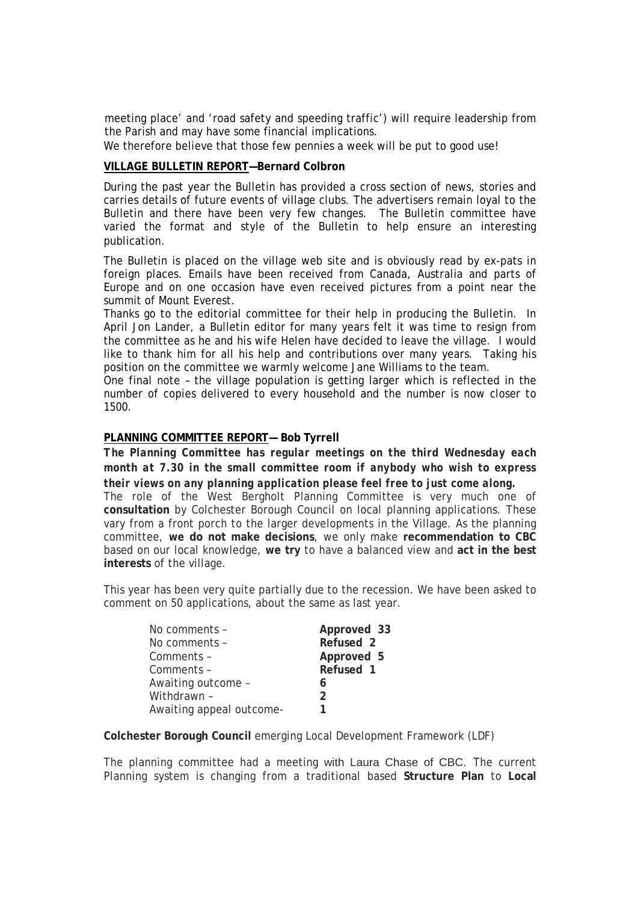meeting place' and 'road safety and speeding traffic') will require leadership from the Parish and may have some financial implications.
We therefore believe that those few pennies a week will be put to good use!

**VILLAGE BULLETIN REPORT—Bernard Colbron**

During the past year the Bulletin has provided a cross section of news, stories and carries details of future events of village clubs. The advertisers remain loyal to the Bulletin and there have been very few changes. The Bulletin committee have varied the format and style of the Bulletin to help ensure an interesting publication.

The Bulletin is placed on the village web site and is obviously read by ex-pats in foreign places. Emails have been received from Canada, Australia and parts of Europe and on one occasion have even received pictures from a point near the summit of Mount Everest.
Thanks go to the editorial committee for their help in producing the Bulletin. In April Jon Lander, a Bulletin editor for many years felt it was time to resign from the committee as he and his wife Helen have decided to leave the village. I would like to thank him for all his help and contributions over many years. Taking his position on the committee we warmly welcome Jane Williams to the team.
One final note – the village population is getting larger which is reflected in the number of copies delivered to every household and the number is now closer to 1500.

**PLANNING COMMITTEE REPORT— Bob Tyrrell**

***The Planning Committee has regular meetings on the third Wednesday each month at 7.30 in the small committee room if anybody who wish to express their views on any planning application please feel free to just come along.***
The role of the West Bergholt Planning Committee is very much one of **consultation** by Colchester Borough Council on local planning applications. These vary from a front porch to the larger developments in the Village. As the planning committee, **we do not make decisions**, we only make **recommendation to CBC** based on our local knowledge, **we try** to have a balanced view and **act in the best interests** of the village.

This year has been very quite partially due to the recession. We have been asked to comment on 50 applications, about the same as last year.

| | |
|---|---|
| No comments – | **Approved 33** |
| No comments – | **Refused 2** |
| Comments – | **Approved 5** |
| Comments – | **Refused 1** |
| Awaiting outcome – | **6** |
| Withdrawn – | **2** |
| Awaiting appeal outcome- | **1** |

**Colchester Borough Council** emerging Local Development Framework (LDF)

The planning committee had a meeting with Laura Chase of CBC. The current Planning system is changing from a traditional based **Structure Plan** to **Local**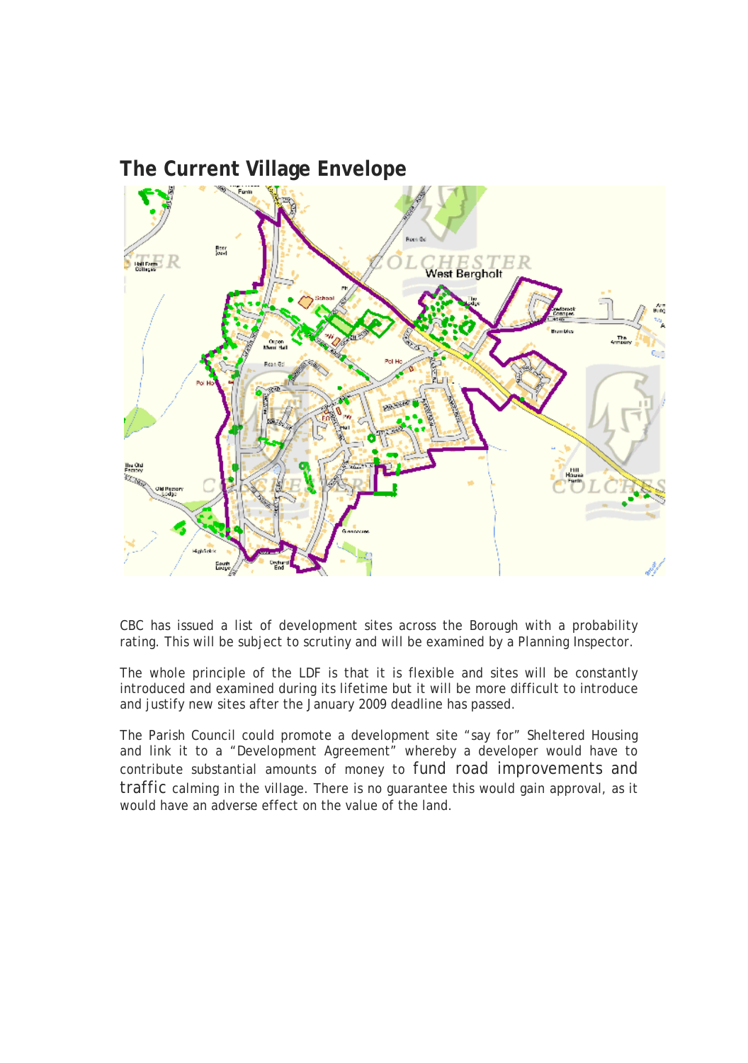## The Current Village Envelope

CBC has issued a list of development sites across the Borough with a probability rating. This will be subject to scrutiny and will be examined by a Planning Inspector.

The whole principle of the LDF is that it is flexible and sites will be constantly introduced and examined during its lifetime but it will be more difficult to introduce and justify new sites after the January 2009 deadline has passed.

The Parish Council could promote a development site "say for" Sheltered Housing and link it to a "Development Agreement" whereby a developer would have to contribute substantial amounts of money to fund road improvements and traffic calming in the village. There is no guarantee this would gain approval, as it would have an adverse effect on the value of the land.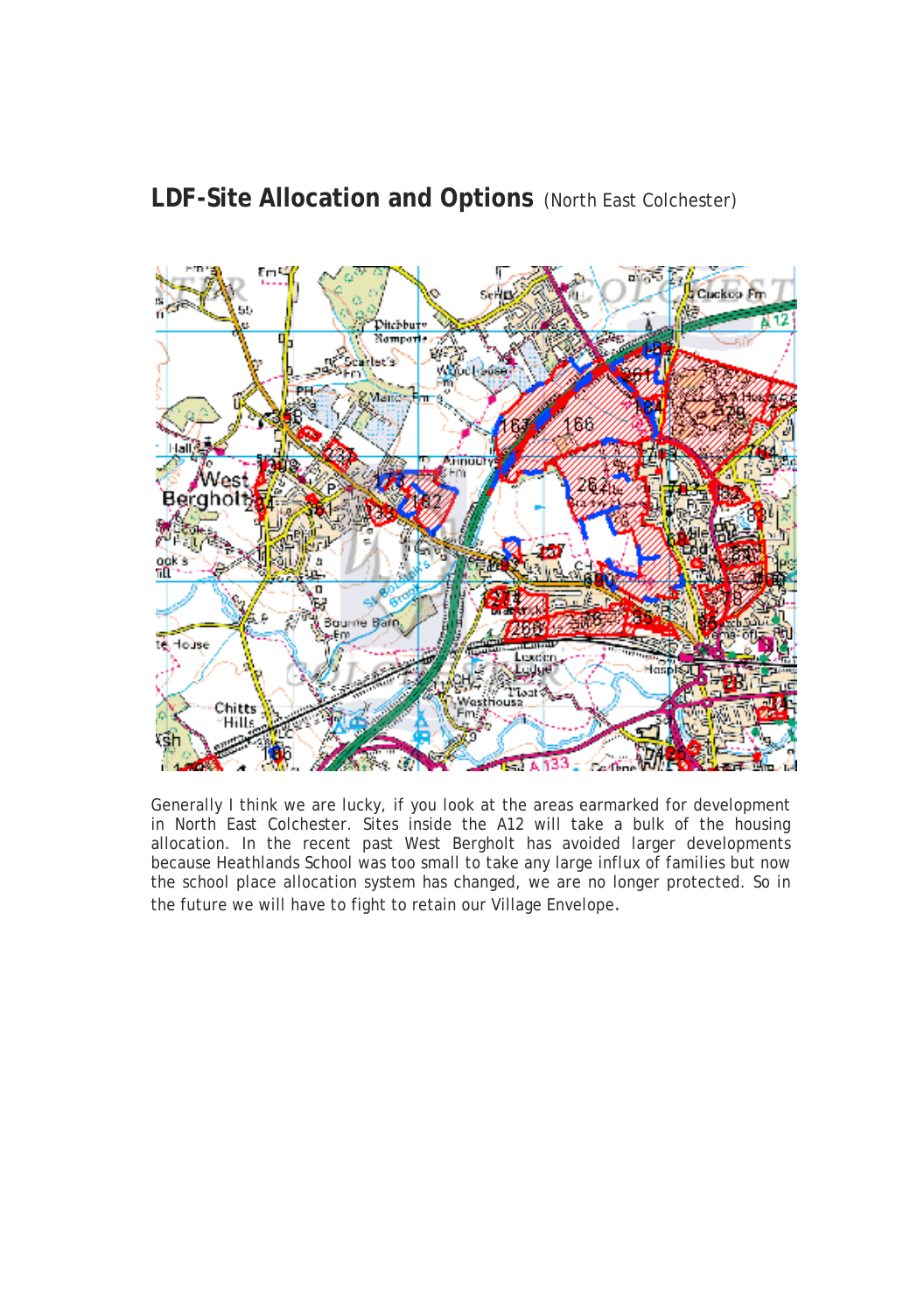## LDF-Site Allocation and Options (North East Colchester)

Generally I think we are lucky, if you look at the areas earmarked for development in North East Colchester. Sites inside the A12 will take a bulk of the housing allocation. In the recent past West Bergholt has avoided larger developments because Heathlands School was too small to take any large influx of families but now the school place allocation system has changed, we are no longer protected. So in the future we will have to fight to retain our Village Envelope.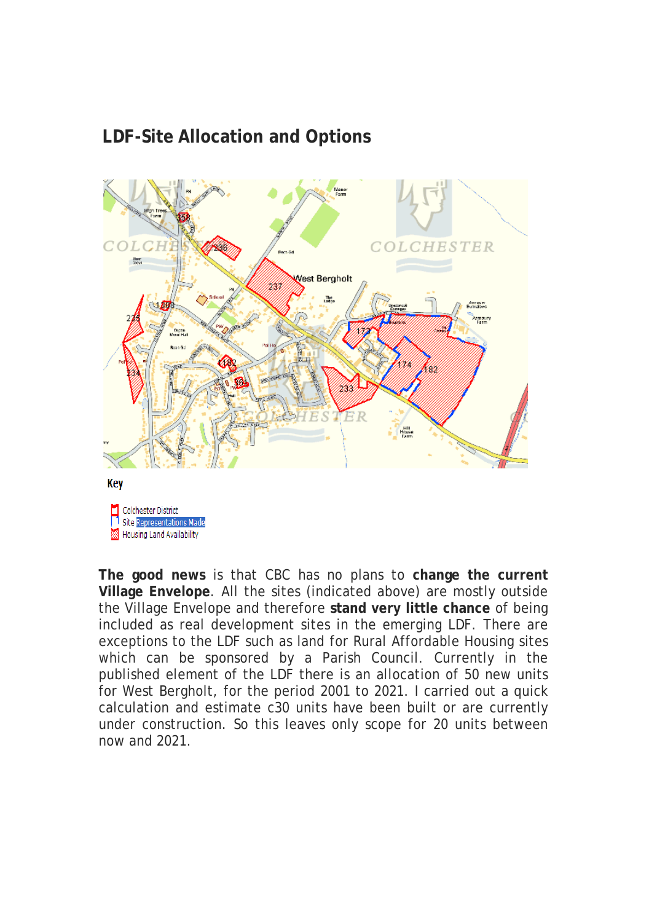## LDF-Site Allocation and Options

Key

- Colchester District
- Site Representations Made
- Housing Land Availability

**The good news** is that CBC has no plans to **change the current Village Envelope**. All the sites (indicated above) are mostly outside the Village Envelope and therefore **stand very little chance** of being included as real development sites in the emerging LDF. There are exceptions to the LDF such as land for Rural Affordable Housing sites which can be sponsored by a Parish Council. Currently in the published element of the LDF there is an allocation of 50 new units for West Bergholt, for the period 2001 to 2021. I carried out a quick calculation and estimate c30 units have been built or are currently under construction. So this leaves only scope for 20 units between now and 2021.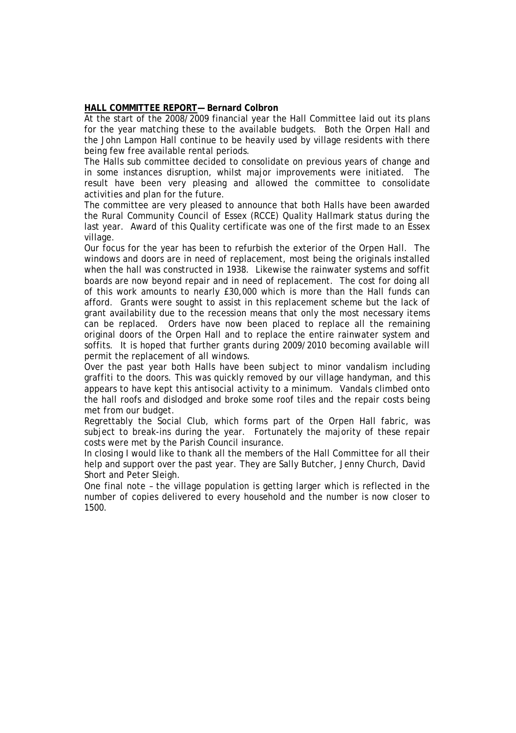**HALL COMMITTEE REPORT— Bernard Colbron**

At the start of the 2008/2009 financial year the Hall Committee laid out its plans for the year matching these to the available budgets. Both the Orpen Hall and the John Lampon Hall continue to be heavily used by village residents with there being few free available rental periods.

The Halls sub committee decided to consolidate on previous years of change and in some instances disruption, whilst major improvements were initiated. The result have been very pleasing and allowed the committee to consolidate activities and plan for the future.

The committee are very pleased to announce that both Halls have been awarded the Rural Community Council of Essex (RCCE) Quality Hallmark status during the last year. Award of this Quality certificate was one of the first made to an Essex village.

Our focus for the year has been to refurbish the exterior of the Orpen Hall. The windows and doors are in need of replacement, most being the originals installed when the hall was constructed in 1938. Likewise the rainwater systems and soffit boards are now beyond repair and in need of replacement. The cost for doing all of this work amounts to nearly £30,000 which is more than the Hall funds can afford. Grants were sought to assist in this replacement scheme but the lack of grant availability due to the recession means that only the most necessary items can be replaced. Orders have now been placed to replace all the remaining original doors of the Orpen Hall and to replace the entire rainwater system and soffits. It is hoped that further grants during 2009/2010 becoming available will permit the replacement of all windows.

Over the past year both Halls have been subject to minor vandalism including graffiti to the doors. This was quickly removed by our village handyman, and this appears to have kept this antisocial activity to a minimum. Vandals climbed onto the hall roofs and dislodged and broke some roof tiles and the repair costs being met from our budget.

Regrettably the Social Club, which forms part of the Orpen Hall fabric, was subject to break-ins during the year. Fortunately the majority of these repair costs were met by the Parish Council insurance.

In closing I would like to thank all the members of the Hall Committee for all their help and support over the past year. They are Sally Butcher, Jenny Church, David Short and Peter Sleigh.

One final note – the village population is getting larger which is reflected in the number of copies delivered to every household and the number is now closer to 1500.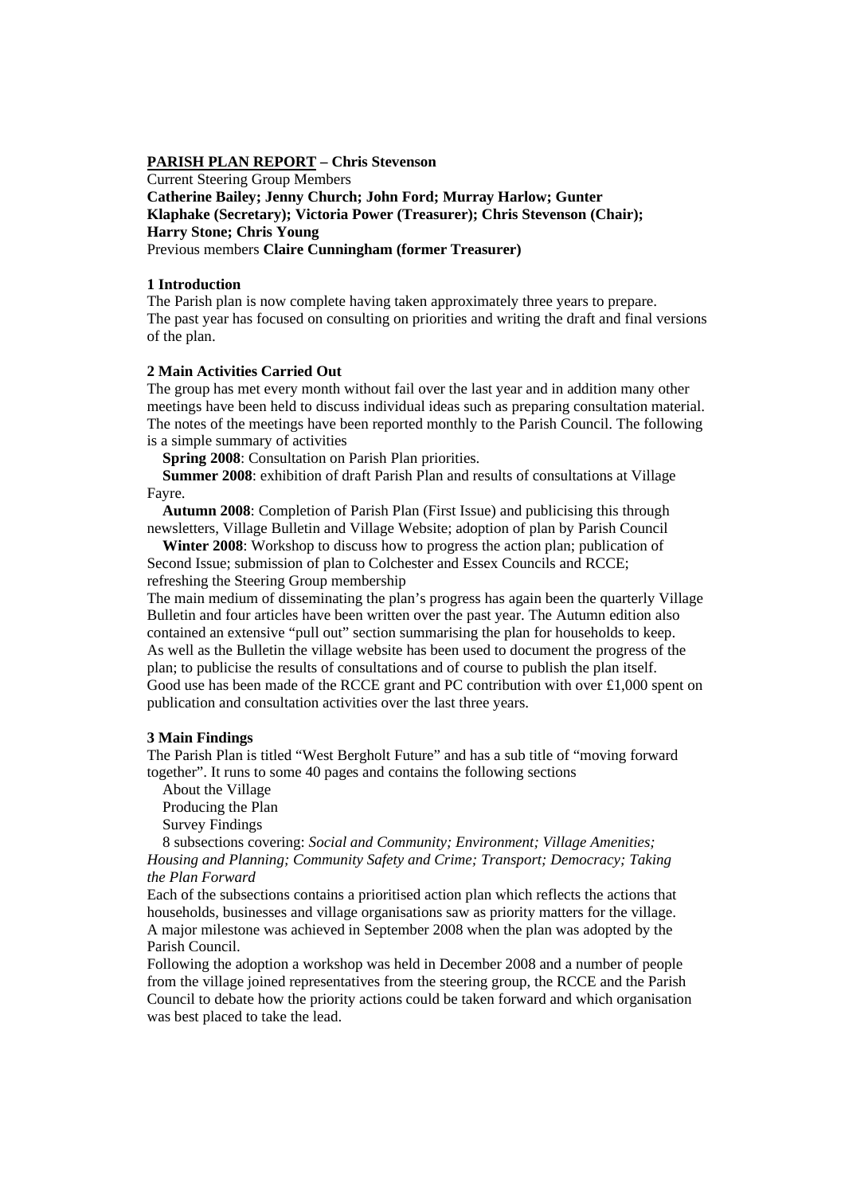**PARISH PLAN REPORT – Chris Stevenson**

Current Steering Group Members

**Catherine Bailey; Jenny Church; John Ford; Murray Harlow; Gunter Klaphake (Secretary); Victoria Power (Treasurer); Chris Stevenson (Chair); Harry Stone; Chris Young**

Previous members **Claire Cunningham (former Treasurer)**

**1 Introduction**

The Parish plan is now complete having taken approximately three years to prepare.
The past year has focused on consulting on priorities and writing the draft and final versions of the plan.

**2 Main Activities Carried Out**

The group has met every month without fail over the last year and in addition many other meetings have been held to discuss individual ideas such as preparing consultation material. The notes of the meetings have been reported monthly to the Parish Council. The following is a simple summary of activities

- **Spring 2008**: Consultation on Parish Plan priorities.
- **Summer 2008**: exhibition of draft Parish Plan and results of consultations at Village Fayre.
- **Autumn 2008**: Completion of Parish Plan (First Issue) and publicising this through newsletters, Village Bulletin and Village Website; adoption of plan by Parish Council
- **Winter 2008**: Workshop to discuss how to progress the action plan; publication of Second Issue; submission of plan to Colchester and Essex Councils and RCCE; refreshing the Steering Group membership

The main medium of disseminating the plan's progress has again been the quarterly Village Bulletin and four articles have been written over the past year. The Autumn edition also contained an extensive "pull out" section summarising the plan for households to keep.
As well as the Bulletin the village website has been used to document the progress of the plan; to publicise the results of consultations and of course to publish the plan itself.
Good use has been made of the RCCE grant and PC contribution with over £1,000 spent on publication and consultation activities over the last three years.

**3 Main Findings**

The Parish Plan is titled "West Bergholt Future" and has a sub title of "moving forward together". It runs to some 40 pages and contains the following sections

- About the Village
- Producing the Plan
- Survey Findings
- 8 subsections covering: *Social and Community; Environment; Village Amenities; Housing and Planning; Community Safety and Crime; Transport; Democracy; Taking the Plan Forward*

Each of the subsections contains a prioritised action plan which reflects the actions that households, businesses and village organisations saw as priority matters for the village.
A major milestone was achieved in September 2008 when the plan was adopted by the Parish Council.
Following the adoption a workshop was held in December 2008 and a number of people from the village joined representatives from the steering group, the RCCE and the Parish Council to debate how the priority actions could be taken forward and which organisation was best placed to take the lead.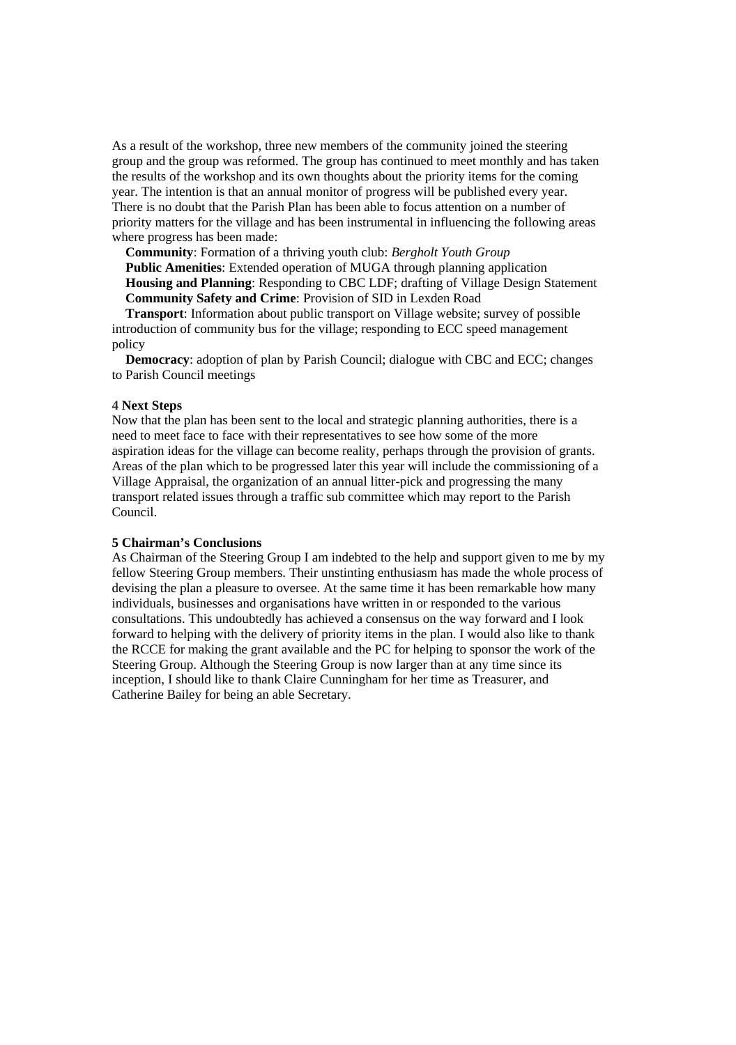As a result of the workshop, three new members of the community joined the steering group and the group was reformed. The group has continued to meet monthly and has taken the results of the workshop and its own thoughts about the priority items for the coming year. The intention is that an annual monitor of progress will be published every year. There is no doubt that the Parish Plan has been able to focus attention on a number of priority matters for the village and has been instrumental in influencing the following areas where progress has been made:

**Community**: Formation of a thriving youth club: *Bergholt Youth Group*

**Public Amenities**: Extended operation of MUGA through planning application

**Housing and Planning**: Responding to CBC LDF; drafting of Village Design Statement

**Community Safety and Crime**: Provision of SID in Lexden Road

**Transport**: Information about public transport on Village website; survey of possible introduction of community bus for the village; responding to ECC speed management policy

**Democracy**: adoption of plan by Parish Council; dialogue with CBC and ECC; changes to Parish Council meetings

**4 Next Steps**

Now that the plan has been sent to the local and strategic planning authorities, there is a need to meet face to face with their representatives to see how some of the more aspiration ideas for the village can become reality, perhaps through the provision of grants. Areas of the plan which to be progressed later this year will include the commissioning of a Village Appraisal, the organization of an annual litter-pick and progressing the many transport related issues through a traffic sub committee which may report to the Parish Council.

**5 Chairman's Conclusions**

As Chairman of the Steering Group I am indebted to the help and support given to me by my fellow Steering Group members. Their unstinting enthusiasm has made the whole process of devising the plan a pleasure to oversee. At the same time it has been remarkable how many individuals, businesses and organisations have written in or responded to the various consultations. This undoubtedly has achieved a consensus on the way forward and I look forward to helping with the delivery of priority items in the plan. I would also like to thank the RCCE for making the grant available and the PC for helping to sponsor the work of the Steering Group. Although the Steering Group is now larger than at any time since its inception, I should like to thank Claire Cunningham for her time as Treasurer, and Catherine Bailey for being an able Secretary.